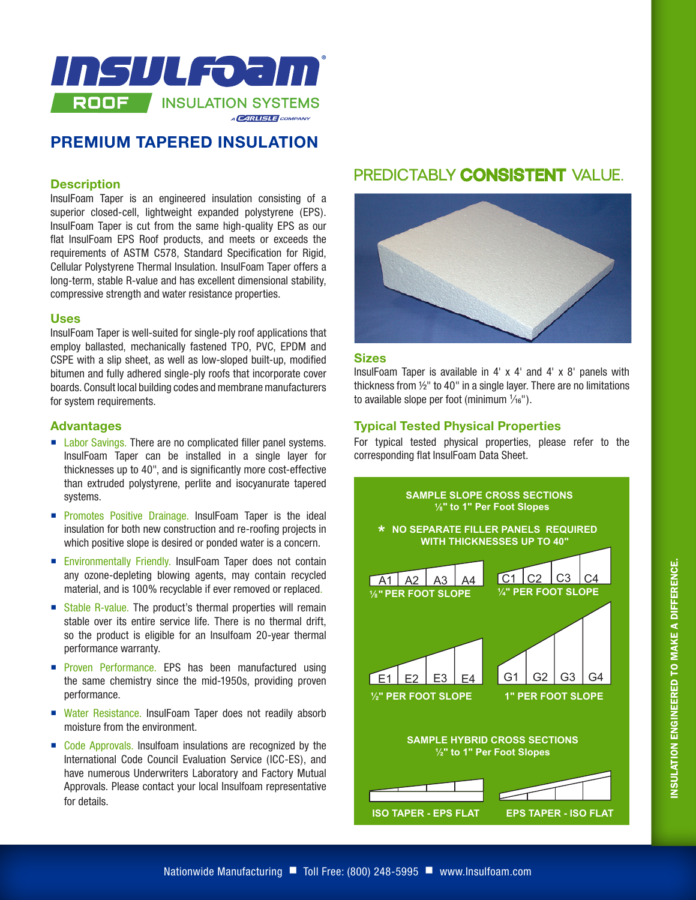# INSULFOAM®

ROOF INSULATION SYSTEMS

A CARLISLE COMPANY

## PREMIUM TAPERED INSULATION

### Description

InsulFoam Taper is an engineered insulation consisting of a superior closed-cell, lightweight expanded polystyrene (EPS). InsulFoam Taper is cut from the same high-quality EPS as our flat InsulFoam EPS Roof products, and meets or exceeds the requirements of ASTM C578, Standard Specification for Rigid, Cellular Polystyrene Thermal Insulation. InsulFoam Taper offers a long-term, stable R-value and has excellent dimensional stability, compressive strength and water resistance properties.

### Uses

InsulFoam Taper is well-suited for single-ply roof applications that employ ballasted, mechanically fastened TPO, PVC, EPDM and CSPE with a slip sheet, as well as low-sloped built-up, modified bitumen and fully adhered single-ply roofs that incorporate cover boards. Consult local building codes and membrane manufacturers for system requirements.

### Advantages

- Labor Savings. There are no complicated filler panel systems. InsulFoam Taper can be installed in a single layer for thicknesses up to 40", and is significantly more cost-effective than extruded polystyrene, perlite and isocyanurate tapered systems.
- Promotes Positive Drainage. InsulFoam Taper is the ideal insulation for both new construction and re-roofing projects in which positive slope is desired or ponded water is a concern.
- Environmentally Friendly. InsulFoam Taper does not contain any ozone-depleting blowing agents, may contain recycled material, and is 100% recyclable if ever removed or replaced.
- Stable R-value. The product's thermal properties will remain stable over its entire service life. There is no thermal drift, so the product is eligible for an Insulfoam 20-year thermal performance warranty.
- Proven Performance. EPS has been manufactured using the same chemistry since the mid-1950s, providing proven performance.
- Water Resistance. InsulFoam Taper does not readily absorb moisture from the environment.
- Code Approvals. Insulfoam insulations are recognized by the International Code Council Evaluation Service (ICC-ES), and have numerous Underwriters Laboratory and Factory Mutual Approvals. Please contact your local Insulfoam representative for details.

## PREDICTABLY **CONSISTENT** VALUE.

### Sizes

InsulFoam Taper is available in 4' x 4' and 4' x 8' panels with thickness from ½" to 40" in a single layer. There are no limitations to available slope per foot (minimum 1⁄16").

### Typical Tested Physical Properties

For typical tested physical properties, please refer to the corresponding flat InsulFoam Data Sheet.

**SAMPLE SLOPE CROSS SECTIONS**
**⅛" to 1" Per Foot Slopes**

**\* NO SEPARATE FILLER PANELS REQUIRED WITH THICKNESSES UP TO 40"**

A1 A2 A3 A4 — ⅛" PER FOOT SLOPE

C1 C2 C3 C4 — ¼" PER FOOT SLOPE

E1 E2 E3 E4 — ½" PER FOOT SLOPE

G1 G2 G3 G4 — 1" PER FOOT SLOPE

**SAMPLE HYBRID CROSS SECTIONS**
**½" to 1" Per Foot Slopes**

ISO TAPER - EPS FLAT

EPS TAPER - ISO FLAT

INSULATION ENGINEERED TO MAKE A DIFFERENCE.

Nationwide Manufacturing ■ Toll Free: (800) 248-5995 ■ www.Insulfoam.com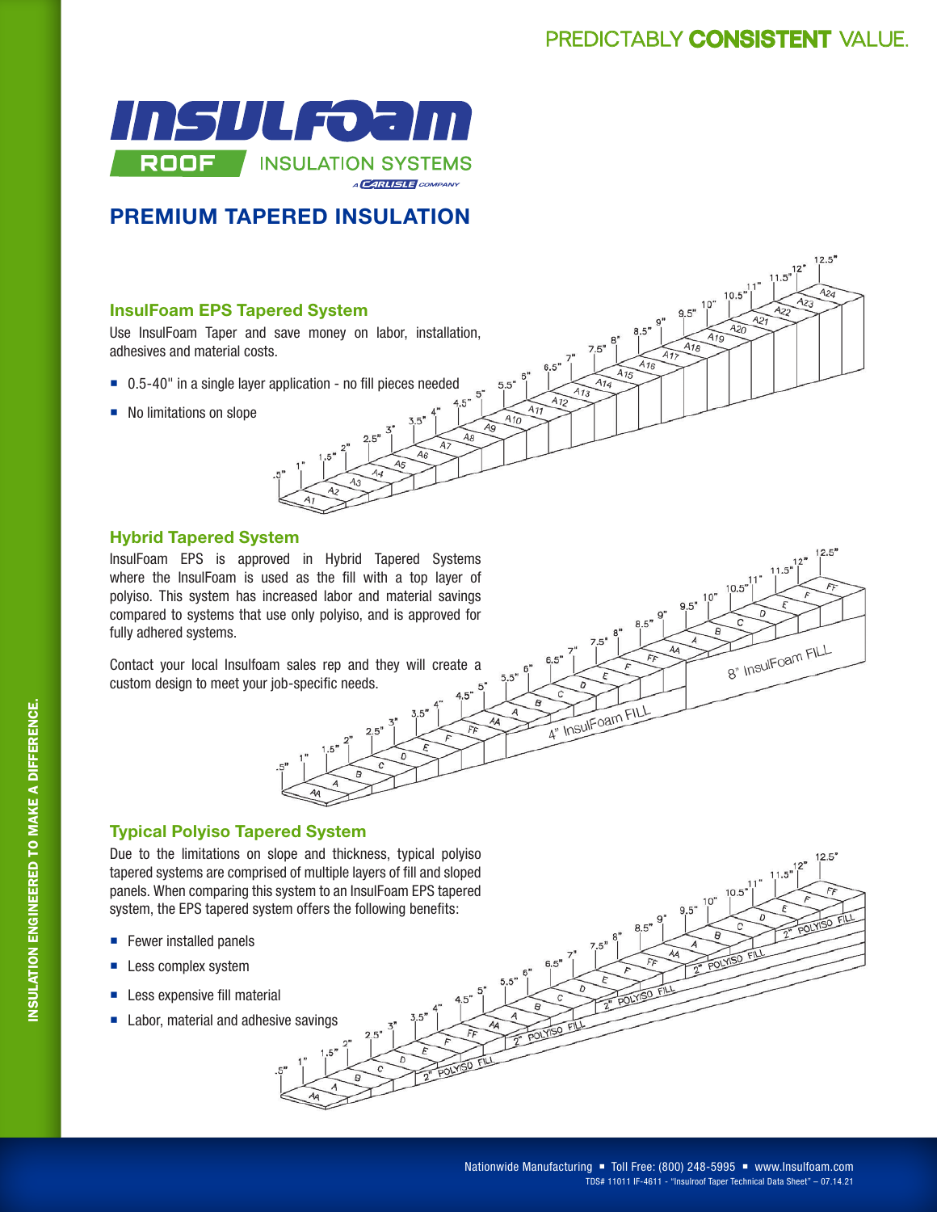PREDICTABLY **CONSISTENT** VALUE.

INSULFOAM ROOF INSULATION SYSTEMS

A CARLISLE COMPANY

# PREMIUM TAPERED INSULATION

## InsulFoam EPS Tapered System

Use InsulFoam Taper and save money on labor, installation, adhesives and material costs.

- 0.5-40" in a single layer application - no fill pieces needed
- No limitations on slope

.5" 1" 1.5" 2" 2.5" 3" 3.5" 4" 4.5" 5" 5.5" 6" 6.5" 7" 7.5" 8" 8.5" 9" 9.5" 10" 10.5" 11" 11.5" 12" 12.5"

A1 A2 A3 A4 A5 A6 A7 A8 A9 A10 A11 A12 A13 A14 A15 A16 A17 A18 A19 A20 A21 A22 A23 A24

## Hybrid Tapered System

InsulFoam EPS is approved in Hybrid Tapered Systems where the InsulFoam is used as the fill with a top layer of polyiso. This system has increased labor and material savings compared to systems that use only polyiso, and is approved for fully adhered systems.

Contact your local Insulfoam sales rep and they will create a custom design to meet your job-specific needs.

.5" 1" 1.5" 2" 2.5" 3" 3.5" 4" 4.5" 5" 5.5" 6" 6.5" 7" 7.5" 8" 8.5" 9" 9.5" 10" 10.5" 11" 11.5" 12" 12.5"

AA A B C D E F FF AA A B C D E F FF AA A B C D E F FF

4" InsulFoam FILL

8" InsulFoam FILL

## Typical Polyiso Tapered System

Due to the limitations on slope and thickness, typical polyiso tapered systems are comprised of multiple layers of fill and sloped panels. When comparing this system to an InsulFoam EPS tapered system, the EPS tapered system offers the following benefits:

- Fewer installed panels
- Less complex system
- Less expensive fill material
- Labor, material and adhesive savings

.5" 1" 1.5" 2" 2.5" 3" 3.5" 4" 4.5" 5" 5.5" 6" 6.5" 7" 7.5" 8" 8.5" 9" 9.5" 10" 10.5" 11" 11.5" 12" 12.5"

AA A B C D E F FF AA A B C D E F FF AA A B C D E F FF

2" POLYISO FILL

INSULATION ENGINEERED TO MAKE A DIFFERENCE.

Nationwide Manufacturing ▪ Toll Free: (800) 248-5995 ▪ www.Insulfoam.com

TDS# 11011 IF-4611 - "Insulroof Taper Technical Data Sheet" – 07.14.21